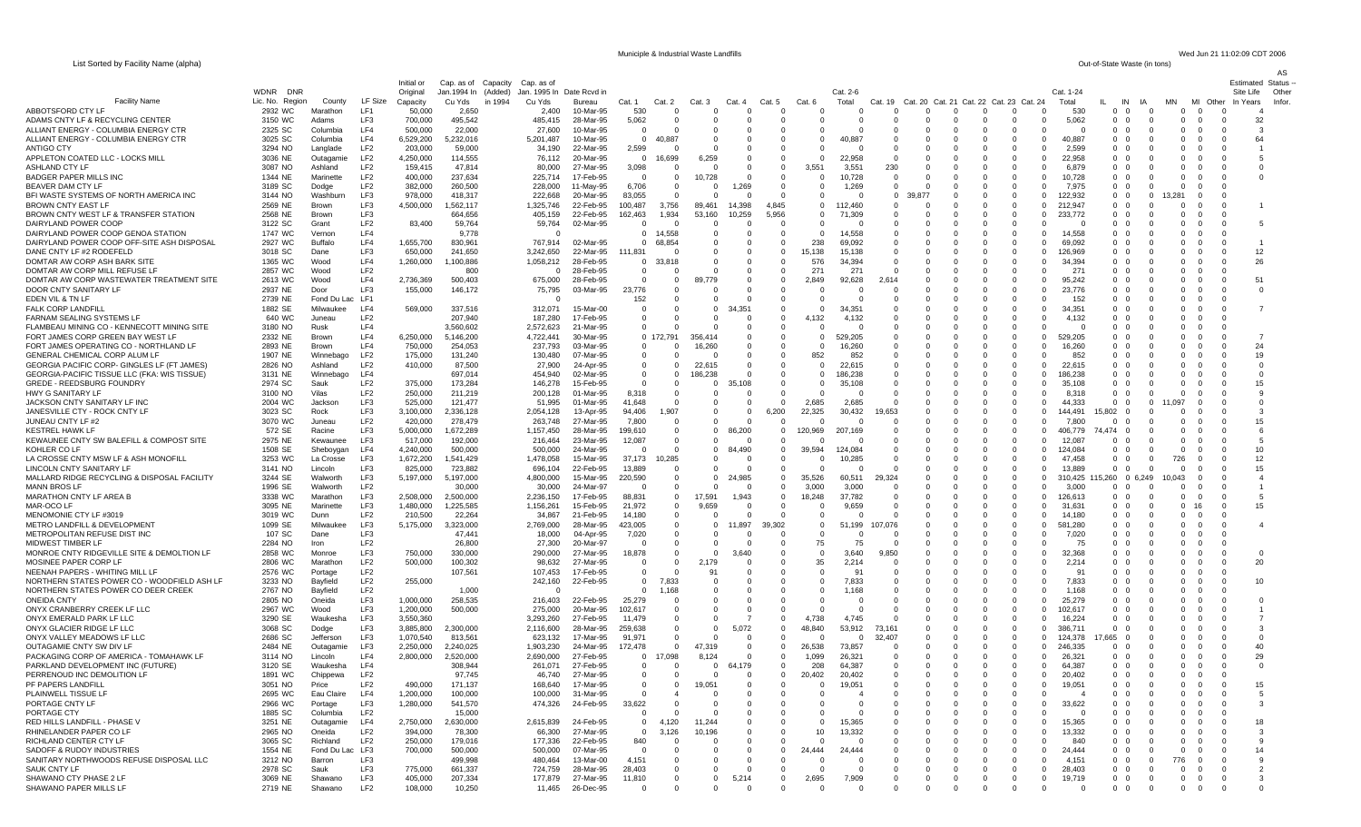# Municiple & Industrial Waste Landfills

List Sorted by Facility Name (alpha)

Out-of-State Waste (in tons)

| Facility Name | WDNR Lic. No. | DNR Region | County | LF Size | Initial or Original Capacity | Cap. as of Jan.1994 In Cu Yds | Capacity (Added) in 1994 | Cap. as of Jan. 1995 In Cu Yds | Date Rcvd in Bureau | Cat. 1 | Cat. 2 | Cat. 3 | Cat. 4 | Cat. 5 | Cat. 6 | Cat. 2-6 Total | Cat. 19 | Cat. 20 | Cat. 21 | Cat. 22 | Cat. 23 | Cat. 24 | Cat. 1-24 Total | IL | IN | IA | MN | MI | Other | Estimated Site Life In Years | AS Status – Other Infor. |
|---|---|---|---|---|---|---|---|---|---|---|---|---|---|---|---|---|---|---|---|---|---|---|---|---|---|---|---|---|---|---|---|
| ABBOTSFORD CTY LF | 2932 | WC | Marathon | LF1 | 50,000 | 2,650 | | 2,400 | 10-Mar-95 | 530 | 0 | 0 | 0 | 0 | 0 | 0 | 0 | 0 | 0 | 0 | 0 | 0 | 530 | 0 | 0 | 0 | 0 | 0 | 0 | 4 | |
| ADAMS CNTY LF & RECYCLING CENTER | 3150 | WC | Adams | LF3 | 700,000 | 495,542 | | 485,415 | 28-Mar-95 | 5,062 | 0 | 0 | 0 | 0 | 0 | 0 | 0 | 0 | 0 | 0 | 0 | 0 | 5,062 | 0 | 0 | 0 | 0 | 0 | 0 | 32 | |
| ALLIANT ENERGY - COLUMBIA ENERGY CTR | 2325 | SC | Columbia | LF4 | 500,000 | 22,000 | | 27,600 | 10-Mar-95 | 0 | 0 | 0 | 0 | 0 | 0 | 0 | 0 | 0 | 0 | 0 | 0 | 0 | 0 | 0 | 0 | 0 | 0 | 0 | 0 | 3 | |
| ALLIANT ENERGY - COLUMBIA ENERGY CTR | 3025 | SC | Columbia | LF4 | 6,529,200 | 5,232,016 | | 5,201,487 | 10-Mar-95 | 0 | 40,887 | 0 | 0 | 0 | 0 | 40,887 | 0 | 0 | 0 | 0 | 0 | 0 | 40,887 | 0 | 0 | 0 | 0 | 0 | 0 | 64 | |
| ANTIGO CTY | 3294 | NO | Langlade | LF2 | 203,000 | 59,000 | | 34,190 | 22-Mar-95 | 2,599 | 0 | 0 | 0 | 0 | 0 | 0 | 0 | 0 | 0 | 0 | 0 | 0 | 2,599 | 0 | 0 | 0 | 0 | 0 | 0 | 1 | |
| APPLETON COATED LLC - LOCKS MILL | 3036 | NE | Outagamie | LF3 | 4,250,000 | 114,555 | | 76,112 | 20-Mar-95 | 0 | 16,699 | 6,259 | 0 | 0 | 0 | 22,958 | 0 | 0 | 0 | 0 | 0 | 0 | 22,958 | 0 | 0 | 0 | 0 | 0 | 0 | 5 | |
| ASHLAND CTY LF | 3087 | NO | Ashland | LF2 | 159,415 | 47,814 | | 80,000 | 27-Mar-95 | 3,098 | 0 | 0 | 0 | 0 | 3,551 | 3,551 | 230 | 0 | 0 | 0 | 0 | 0 | 6,879 | 0 | 0 | 0 | 0 | 0 | 0 | 0 | |
| BADGER PAPER MILLS INC | 1344 | NE | Marinette | LF2 | 400,000 | 237,634 | | 225,714 | 17-Feb-95 | 0 | 0 | 10,728 | 0 | 0 | 0 | 10,728 | 0 | 0 | 0 | 0 | 0 | 0 | 10,728 | 0 | 0 | 0 | 0 | 0 | 0 | 0 | |
| BEAVER DAM CTY LF | 3189 | SC | Dodge | LF2 | 382,000 | 260,500 | | 228,000 | 11-May-95 | 6,706 | 0 | 0 | 1,269 | 0 | 0 | 1,269 | 0 | 0 | 0 | 0 | 0 | 0 | 7,975 | 0 | 0 | 0 | 0 | 0 | 0 | | |
| BFI WASTE SYSTEMS OF NORTH AMERICA INC | 3144 | NO | Washburn | LF3 | 978,000 | 418,317 | | 222,668 | 20-Mar-95 | 83,055 | 0 | 0 | 0 | 0 | 0 | 0 | 0 | 39,877 | 0 | 0 | 0 | 0 | 122,932 | 0 | 0 | 0 | 13,281 | 0 | 0 | | |
| BROWN CNTY EAST LF | 2569 | NE | Brown | LF3 | 4,500,000 | 1,562,117 | | 1,325,746 | 22-Feb-95 | 100,487 | 3,756 | 89,461 | 14,398 | 4,845 | 0 | 112,460 | 0 | 0 | 0 | 0 | 0 | 0 | 212,947 | 0 | 0 | 0 | 0 | 0 | 0 | 1 | |
| BROWN CNTY WEST LF & TRANSFER STATION | 2568 | NE | Brown | LF3 | | 664,656 | | 405,159 | 22-Feb-95 | 162,463 | 1,934 | 53,160 | 10,259 | 5,956 | 0 | 71,309 | 0 | 0 | 0 | 0 | 0 | 0 | 233,772 | 0 | 0 | 0 | 0 | 0 | 0 | | |
| DAIRYLAND POWER COOP | 3122 | SC | Grant | LF2 | 83,400 | 59,764 | | 59,764 | 02-Mar-95 | 0 | 0 | 0 | 0 | 0 | 0 | 0 | 0 | 0 | 0 | 0 | 0 | 0 | 0 | 0 | 0 | 0 | 0 | 0 | 0 | 5 | |
| DAIRYLAND POWER COOP GENOA STATION | 1747 | WC | Vernon | LF4 | | 9,778 | | 0 | | 0 | 14,558 | 0 | 0 | 0 | 0 | 14,558 | 0 | 0 | 0 | 0 | 0 | 0 | 14,558 | 0 | 0 | 0 | 0 | 0 | 0 | | |
| DAIRYLAND POWER COOP OFF-SITE ASH DISPOSAL | 2927 | WC | Buffalo | LF4 | 1,655,700 | 830,961 | | 767,914 | 02-Mar-95 | 0 | 68,854 | 0 | 0 | 0 | 238 | 69,092 | 0 | 0 | 0 | 0 | 0 | 0 | 69,092 | 0 | 0 | 0 | 0 | 0 | 0 | 1 | |
| DANE CNTY LF #2 RODEFELD | 3018 | SC | Dane | LF3 | 650,000 | 241,650 | | 3,242,650 | 22-Mar-95 | 111,831 | 0 | 0 | 0 | 0 | 15,138 | 15,138 | 0 | 0 | 0 | 0 | 0 | 0 | 126,969 | 0 | 0 | 0 | 0 | 0 | 0 | 12 | |
| DOMTAR AW CORP ASH BARK SITE | 1365 | WC | Wood | LF4 | 1,260,000 | 1,100,886 | | 1,058,212 | 28-Feb-95 | 0 | 33,818 | 0 | 0 | 0 | 576 | 34,394 | 0 | 0 | 0 | 0 | 0 | 0 | 34,394 | 0 | 0 | 0 | 0 | 0 | 0 | 26 | |
| DOMTAR AW CORP MILL REFUSE LF | 2857 | WC | Wood | LF2 | | 800 | | 0 | 28-Feb-95 | 0 | 0 | 0 | 0 | 0 | 271 | 271 | 0 | 0 | 0 | 0 | 0 | 0 | 271 | 0 | 0 | 0 | 0 | 0 | 0 | | |
| DOMTAR AW CORP WASTEWATER TREATMENT SITE | 2613 | WC | Wood | LF4 | 2,736,369 | 500,403 | | 675,000 | 28-Feb-95 | 0 | 0 | 89,779 | 0 | 0 | 2,849 | 92,628 | 2,614 | 0 | 0 | 0 | 0 | 0 | 95,242 | 0 | 0 | 0 | 0 | 0 | 0 | 51 | |
| DOOR CNTY SANITARY LF | 2937 | NE | Door | LF3 | 155,000 | 146,172 | | 75,795 | 03-Mar-95 | 23,776 | 0 | 0 | 0 | 0 | 0 | 0 | 0 | 0 | 0 | 0 | 0 | 0 | 23,776 | 0 | 0 | 0 | 0 | 0 | 0 | 0 | |
| EDEN VIL & TN LF | 2739 | NE | Fond Du Lac | LF1 | | | | 0 | | 152 | 0 | 0 | 0 | 0 | 0 | 0 | 0 | 0 | 0 | 0 | 0 | 0 | 152 | 0 | 0 | 0 | 0 | 0 | 0 | | |
| FALK CORP LANDFILL | 1882 | SE | Milwaukee | LF4 | 569,000 | 337,516 | | 312,071 | 15-Mar-00 | 0 | 0 | 0 | 34,351 | 0 | 0 | 34,351 | 0 | 0 | 0 | 0 | 0 | 0 | 34,351 | 0 | 0 | 0 | 0 | 0 | 0 | 7 | |
| FARNAM SEALING SYSTEMS LF | 640 | WC | Juneau | LF2 | | 207,940 | | 187,280 | 17-Feb-95 | 0 | 0 | 0 | 0 | 0 | 4,132 | 4,132 | 0 | 0 | 0 | 0 | 0 | 0 | 4,132 | 0 | 0 | 0 | 0 | 0 | 0 | | |
| FLAMBEAU MINING CO - KENNECOTT MINING SITE | 3180 | NO | Rusk | LF4 | | 3,560,602 | | 2,572,623 | 21-Mar-95 | 0 | 0 | 0 | 0 | 0 | 0 | 0 | 0 | 0 | 0 | 0 | 0 | 0 | 0 | 0 | 0 | 0 | 0 | 0 | 0 | | |
| FORT JAMES CORP GREEN BAY WEST LF | 2332 | NE | Brown | LF4 | 6,250,000 | 5,146,200 | | 4,722,441 | 30-Mar-95 | 0 | 172,791 | 356,414 | 0 | 0 | 0 | 529,205 | 0 | 0 | 0 | 0 | 0 | 0 | 529,205 | 0 | 0 | 0 | 0 | 0 | 0 | 7 | |
| FORT JAMES OPERATING CO - NORTHLAND LF | 2893 | NE | Brown | LF4 | 750,000 | 254,053 | | 237,793 | 03-Mar-95 | 0 | 0 | 16,260 | 0 | 0 | 0 | 16,260 | 0 | 0 | 0 | 0 | 0 | 0 | 16,260 | 0 | 0 | 0 | 0 | 0 | 0 | 24 | |
| GENERAL CHEMICAL CORP ALUM LF | 1907 | NE | Winnebago | LF2 | 175,000 | 131,240 | | 130,480 | 07-Mar-95 | 0 | 0 | 0 | 0 | 0 | 852 | 852 | 0 | 0 | 0 | 0 | 0 | 0 | 852 | 0 | 0 | 0 | 0 | 0 | 0 | 19 | |
| GEORGIA PACIFIC CORP- GINGLES LF (FT JAMES) | 2826 | NO | Ashland | LF2 | 410,000 | 87,500 | | 27,900 | 24-Apr-95 | 0 | 0 | 22,615 | 0 | 0 | 0 | 22,615 | 0 | 0 | 0 | 0 | 0 | 0 | 22,615 | 0 | 0 | 0 | 0 | 0 | 0 | 0 | |
| GEORGIA-PACIFIC TISSUE LLC (FKA: WIS TISSUE) | 3131 | NE | Winnebago | LF4 | | 697,014 | | 454,940 | 02-Mar-95 | 0 | 0 | 186,238 | 0 | 0 | 0 | 186,238 | 0 | 0 | 0 | 0 | 0 | 0 | 186,238 | 0 | 0 | 0 | 0 | 0 | 0 | 0 | |
| GREDE - REEDSBURG FOUNDRY | 2974 | SC | Sauk | LF2 | 375,000 | 173,284 | | 146,278 | 15-Feb-95 | 0 | 0 | 0 | 35,108 | 0 | 0 | 35,108 | 0 | 0 | 0 | 0 | 0 | 0 | 35,108 | 0 | 0 | 0 | 0 | 0 | 0 | 15 | |
| HWY G SANITARY LF | 3100 | NO | Vilas | LF2 | 250,000 | 211,219 | | 200,128 | 01-Mar-95 | 8,318 | 0 | 0 | 0 | 0 | 0 | 0 | 0 | 0 | 0 | 0 | 0 | 0 | 8,318 | 0 | 0 | 0 | 0 | 0 | 0 | 9 | |
| JACKSON CNTY SANITARY LF INC | 2004 | WC | Jackson | LF3 | 525,000 | 121,477 | | 51,995 | 01-Mar-95 | 41,648 | 0 | 0 | 0 | 0 | 2,685 | 2,685 | 0 | 0 | 0 | 0 | 0 | 0 | 44,333 | 0 | 0 | 0 | 11,097 | 0 | 0 | 0 | |
| JANESVILLE CTY - ROCK CNTY LF | 3023 | SC | Rock | LF3 | 3,100,000 | 2,336,128 | | 2,054,128 | 13-Apr-95 | 94,406 | 1,907 | 0 | 0 | 6,200 | 22,325 | 30,432 | 19,653 | 0 | 0 | 0 | 0 | 0 | 144,491 | 15,802 | 0 | 0 | 0 | 0 | 0 | 3 | |
| JUNEAU CNTY LF #2 | 3070 | WC | Juneau | LF2 | 420,000 | 278,479 | | 263,748 | 27-Mar-95 | 7,800 | 0 | 0 | 0 | 0 | 0 | 0 | 0 | 0 | 0 | 0 | 0 | 0 | 7,800 | 0 | 0 | 0 | 0 | 0 | 0 | 15 | |
| KESTREL HAWK LF | 572 | SE | Racine | LF3 | 5,000,000 | 1,672,289 | | 1,157,450 | 28-Mar-95 | 199,610 | 0 | 0 | 86,200 | 0 | 120,969 | 207,169 | 0 | 0 | 0 | 0 | 0 | 0 | 406,779 | 74,474 | 0 | 0 | 0 | 0 | 0 | 6 | |
| KEWAUNEE CNTY SW BALEFILL & COMPOST SITE | 2975 | NE | Kewaunee | LF3 | 517,000 | 192,000 | | 216,464 | 23-Mar-95 | 12,087 | 0 | 0 | 0 | 0 | 0 | 0 | 0 | 0 | 0 | 0 | 0 | 0 | 12,087 | 0 | 0 | 0 | 0 | 0 | 0 | 5 | |
| KOHLER CO LF | 1508 | SE | Sheboygan | LF4 | 4,240,000 | 500,000 | | 500,000 | 24-Mar-95 | 0 | 0 | 0 | 84,490 | 0 | 39,594 | 124,084 | 0 | 0 | 0 | 0 | 0 | 0 | 124,084 | 0 | 0 | 0 | 0 | 0 | 0 | 10 | |
| LA CROSSE CNTY MSW LF & ASH MONOFILL | 3253 | WC | La Crosse | LF3 | 1,672,200 | 1,541,429 | | 1,478,058 | 15-Mar-95 | 37,173 | 10,285 | 0 | 0 | 0 | 0 | 10,285 | 0 | 0 | 0 | 0 | 0 | 0 | 47,458 | 0 | 0 | 0 | 726 | 0 | 0 | 12 | |
| LINCOLN CNTY SANITARY LF | 3141 | NO | Lincoln | LF3 | 825,000 | 723,882 | | 696,104 | 22-Feb-95 | 13,889 | 0 | 0 | 0 | 0 | 0 | 0 | 0 | 0 | 0 | 0 | 0 | 0 | 13,889 | 0 | 0 | 0 | 0 | 0 | 0 | 15 | |
| MALLARD RIDGE RECYCLING & DISPOSAL FACILITY | 3244 | SE | Walworth | LF3 | 5,197,000 | 5,197,000 | | 4,800,000 | 15-Mar-95 | 220,590 | 0 | 0 | 24,985 | 0 | 35,526 | 60,511 | 29,324 | 0 | 0 | 0 | 0 | 0 | 310,425 | 115,260 | 0 | 6,249 | 10,043 | 0 | 0 | 4 | |
| MANN BROS LF | 1996 | SE | Walworth | LF2 | | 30,000 | | 30,000 | 24-Mar-97 | 0 | 0 | 0 | 0 | 0 | 3,000 | 3,000 | 0 | 0 | 0 | 0 | 0 | 0 | 3,000 | 0 | 0 | 0 | 0 | 0 | 0 | 1 | |
| MARATHON CNTY LF AREA B | 3338 | WC | Marathon | LF3 | 2,508,000 | 2,500,000 | | 2,236,150 | 17-Feb-95 | 88,831 | 0 | 17,591 | 1,943 | 0 | 18,248 | 37,782 | 0 | 0 | 0 | 0 | 0 | 0 | 126,613 | 0 | 0 | 0 | 0 | 0 | 0 | 5 | |
| MAR-OCO LF | 3095 | NE | Marinette | LF3 | 1,480,000 | 1,225,585 | | 1,156,261 | 15-Feb-95 | 21,972 | 0 | 9,659 | 0 | 0 | 0 | 9,659 | 0 | 0 | 0 | 0 | 0 | 0 | 31,631 | 0 | 0 | 0 | 0 | 16 | 0 | 15 | |
| MENOMONIE CTY LF #3019 | 3019 | WC | Dunn | LF2 | 210,500 | 22,264 | | 34,867 | 21-Feb-95 | 14,180 | 0 | 0 | 0 | 0 | 0 | 0 | 0 | 0 | 0 | 0 | 0 | 0 | 14,180 | 0 | 0 | 0 | 0 | 0 | 0 | | |
| METRO LANDFILL & DEVELOPMENT | 1099 | SE | Milwaukee | LF3 | 5,175,000 | 3,323,000 | | 2,769,000 | 28-Mar-95 | 423,005 | 0 | 0 | 11,897 | 39,302 | 0 | 51,199 | 107,076 | 0 | 0 | 0 | 0 | 0 | 581,280 | 0 | 0 | 0 | 0 | 0 | 0 | 4 | |
| METROPOLITAN REFUSE DIST INC | 107 | SC | Dane | LF3 | | 47,441 | | 18,000 | 04-Apr-95 | 7,020 | 0 | 0 | 0 | 0 | 0 | 0 | 0 | 0 | 0 | 0 | 0 | 0 | 7,020 | 0 | 0 | 0 | 0 | 0 | 0 | | |
| MIDWEST TIMBER LF | 2284 | NO | Iron | LF2 | | 26,800 | | 27,300 | 20-Mar-97 | 0 | 0 | 0 | 0 | 0 | 75 | 75 | 0 | 0 | 0 | 0 | 0 | 0 | 75 | 0 | 0 | 0 | 0 | 0 | 0 | | |
| MONROE CNTY RIDGEVILLE SITE & DEMOLTION LF | 2858 | WC | Monroe | LF3 | 750,000 | 330,000 | | 290,000 | 27-Mar-95 | 18,878 | 0 | 0 | 3,640 | 0 | 0 | 3,640 | 9,850 | 0 | 0 | 0 | 0 | 0 | 32,368 | 0 | 0 | 0 | 0 | 0 | 0 | 0 | |
| MOSINEE PAPER CORP LF | 2806 | WC | Marathon | LF2 | 500,000 | 100,302 | | 98,632 | 27-Mar-95 | 0 | 0 | 2,179 | 0 | 0 | 35 | 2,214 | 0 | 0 | 0 | 0 | 0 | 0 | 2,214 | 0 | 0 | 0 | 0 | 0 | 0 | 20 | |
| NEENAH PAPERS - WHITING MILL LF | 2576 | WC | Portage | LF2 | | 107,561 | | 107,453 | 17-Feb-95 | 0 | 0 | 91 | 0 | 0 | 0 | 91 | 0 | 0 | 0 | 0 | 0 | 0 | 91 | 0 | 0 | 0 | 0 | 0 | 0 | | |
| NORTHERN STATES POWER CO - WOODFIELD ASH LF | 3233 | NO | Bayfield | LF2 | 255,000 | | | 242,160 | 22-Feb-95 | 0 | 7,833 | 0 | 0 | 0 | 0 | 7,833 | 0 | 0 | 0 | 0 | 0 | 0 | 7,833 | 0 | 0 | 0 | 0 | 0 | 0 | 10 | |
| NORTHERN STATES POWER CO DEER CREEK | 2767 | NO | Bayfield | LF2 | | 1,000 | | 0 | | 0 | 1,168 | 0 | 0 | 0 | 0 | 1,168 | 0 | 0 | 0 | 0 | 0 | 0 | 1,168 | 0 | 0 | 0 | 0 | 0 | 0 | | |
| ONEIDA CNTY | 2805 | NO | Oneida | LF3 | 1,000,000 | 258,535 | | 216,403 | 22-Feb-95 | 25,279 | 0 | 0 | 0 | 0 | 0 | 0 | 0 | 0 | 0 | 0 | 0 | 0 | 25,279 | 0 | 0 | 0 | 0 | 0 | 0 | 0 | |
| ONYX CRANBERRY CREEK LF LLC | 2967 | WC | Wood | LF3 | 1,200,000 | 500,000 | | 275,000 | 20-Mar-95 | 102,617 | 0 | 0 | 0 | 0 | 0 | 0 | 0 | 0 | 0 | 0 | 0 | 0 | 102,617 | 0 | 0 | 0 | 0 | 0 | 0 | 1 | |
| ONYX EMERALD PARK LF LLC | 3290 | SE | Waukesha | LF3 | 3,550,360 | | | 3,293,260 | 27-Feb-95 | 11,479 | 0 | 0 | 7 | 0 | 4,738 | 4,745 | 0 | 0 | 0 | 0 | 0 | 0 | 16,224 | 0 | 0 | 0 | 0 | 0 | 0 | 7 | |
| ONYX GLACIER RIDGE LF LLC | 3068 | SC | Dodge | LF3 | 3,885,800 | 2,300,000 | | 2,116,600 | 28-Mar-95 | 259,638 | 0 | 0 | 5,072 | 0 | 48,840 | 53,912 | 73,161 | 0 | 0 | 0 | 0 | 0 | 386,711 | 0 | 0 | 0 | 0 | 0 | 0 | 3 | |
| ONYX VALLEY MEADOWS LF LLC | 2686 | SC | Jefferson | LF3 | 1,070,540 | 813,561 | | 623,132 | 17-Mar-95 | 91,971 | 0 | 0 | 0 | 0 | 0 | 0 | 32,407 | 0 | 0 | 0 | 0 | 0 | 124,378 | 17,665 | 0 | 0 | 0 | 0 | 0 | 0 | |
| OUTAGAMIE CNTY SW DIV LF | 2484 | NE | Outagamie | LF3 | 2,250,000 | 2,240,025 | | 1,903,230 | 24-Mar-95 | 172,478 | 0 | 47,319 | 0 | 0 | 26,538 | 73,857 | 0 | 0 | 0 | 0 | 0 | 0 | 246,335 | 0 | 0 | 0 | 0 | 0 | 0 | 40 | |
| PACKAGING CORP OF AMERICA - TOMAHAWK LF | 3114 | NO | Lincoln | LF4 | 2,800,000 | 2,520,000 | | 2,690,000 | 27-Feb-95 | 0 | 17,098 | 8,124 | 0 | 0 | 1,099 | 26,321 | 0 | 0 | 0 | 0 | 0 | 0 | 26,321 | 0 | 0 | 0 | 0 | 0 | 0 | 29 | |
| PARKLAND DEVELOPMENT INC (FUTURE) | 3120 | SE | Waukesha | LF4 | | 308,944 | | 261,071 | 27-Feb-95 | 0 | 0 | 0 | 64,179 | 0 | 208 | 64,387 | 0 | 0 | 0 | 0 | 0 | 0 | 64,387 | 0 | 0 | 0 | 0 | 0 | 0 | 0 | |
| PERRENOUD INC DEMOLITION LF | 1891 | WC | Chippewa | LF2 | | 97,745 | | 46,740 | 27-Mar-95 | 0 | 0 | 0 | 0 | 0 | 20,402 | 20,402 | 0 | 0 | 0 | 0 | 0 | 0 | 20,402 | 0 | 0 | 0 | 0 | 0 | 0 | | |
| PF PAPERS LANDFILL | 3051 | NO | Price | LF2 | 490,000 | 171,137 | | 168,640 | 17-Mar-95 | 0 | 0 | 19,051 | 0 | 0 | 0 | 19,051 | 0 | 0 | 0 | 0 | 0 | 0 | 19,051 | 0 | 0 | 0 | 0 | 0 | 0 | 15 | |
| PLAINWELL TISSUE LF | 2695 | WC | Eau Claire | LF4 | 1,200,000 | 100,000 | | 100,000 | 31-Mar-95 | 0 | 4 | 0 | 0 | 0 | 0 | 4 | 0 | 0 | 0 | 0 | 0 | 0 | 4 | 0 | 0 | 0 | 0 | 0 | 0 | 5 | |
| PORTAGE CNTY LF | 2966 | WC | Portage | LF3 | 1,280,000 | 541,570 | | 474,326 | 24-Feb-95 | 33,622 | 0 | 0 | 0 | 0 | 0 | 0 | 0 | 0 | 0 | 0 | 0 | 0 | 33,622 | 0 | 0 | 0 | 0 | 0 | 0 | 3 | |
| PORTAGE CTY | 1885 | SC | Columbia | LF2 | | 15,000 | | | | 0 | 0 | 0 | 0 | 0 | 0 | 0 | 0 | 0 | 0 | 0 | 0 | 0 | 0 | 0 | 0 | 0 | 0 | 0 | 0 | | |
| RED HILLS LANDFILL - PHASE V | 3251 | NE | Outagamie | LF4 | 2,750,000 | 2,630,000 | | 2,615,839 | 24-Feb-95 | 0 | 4,120 | 11,244 | 0 | 0 | 0 | 15,365 | 0 | 0 | 0 | 0 | 0 | 0 | 15,365 | 0 | 0 | 0 | 0 | 0 | 0 | 18 | |
| RHINELANDER PAPER CO LF | 2965 | NO | Oneida | LF2 | 394,000 | 78,300 | | 66,300 | 27-Mar-95 | 0 | 3,126 | 10,196 | 0 | 0 | 10 | 13,332 | 0 | 0 | 0 | 0 | 0 | 0 | 13,332 | 0 | 0 | 0 | 0 | 0 | 0 | 3 | |
| RICHLAND CENTER CTY LF | 3065 | SC | Richland | LF2 | 250,000 | 179,016 | | 177,336 | 22-Feb-95 | 840 | 0 | 0 | 0 | 0 | 0 | 0 | 0 | 0 | 0 | 0 | 0 | 0 | 840 | 0 | 0 | 0 | 0 | 0 | 0 | 9 | |
| SADOFF & RUDOY INDUSTRIES | 1554 | NE | Fond Du Lac | LF3 | 700,000 | 500,000 | | 500,000 | 07-Mar-95 | 0 | 0 | 0 | 0 | 0 | 24,444 | 24,444 | 0 | 0 | 0 | 0 | 0 | 0 | 24,444 | 0 | 0 | 0 | 0 | 0 | 0 | 14 | |
| SANITARY NORTHWOODS REFUSE DISPOSAL LLC | 3212 | NO | Barron | LF3 | | 499,998 | | 480,464 | 13-Mar-00 | 4,151 | 0 | 0 | 0 | 0 | 0 | 0 | 0 | 0 | 0 | 0 | 0 | 0 | 4,151 | 0 | 0 | 0 | 776 | 0 | 0 | 9 | |
| SAUK CNTY LF | 2978 | SC | Sauk | LF3 | 775,000 | 661,337 | | 724,759 | 28-Mar-95 | 28,403 | 0 | 0 | 0 | 0 | 0 | 0 | 0 | 0 | 0 | 0 | 0 | 0 | 28,403 | 0 | 0 | 0 | 0 | 0 | 0 | 2 | |
| SHAWANO CTY PHASE 2 LF | 3069 | NE | Shawano | LF3 | 405,000 | 207,334 | | 177,879 | 27-Mar-95 | 11,810 | 0 | 0 | 5,214 | 0 | 2,695 | 7,909 | 0 | 0 | 0 | 0 | 0 | 0 | 19,719 | 0 | 0 | 0 | 0 | 0 | 0 | 3 | |
| SHAWANO PAPER MILLS LF | 2719 | NE | Shawano | LF2 | 108,000 | 10,250 | | 11,465 | 26-Dec-95 | 0 | 0 | 0 | 0 | 0 | 0 | 0 | 0 | 0 | 0 | 0 | 0 | 0 | 0 | 0 | 0 | 0 | 0 | 0 | 0 | | |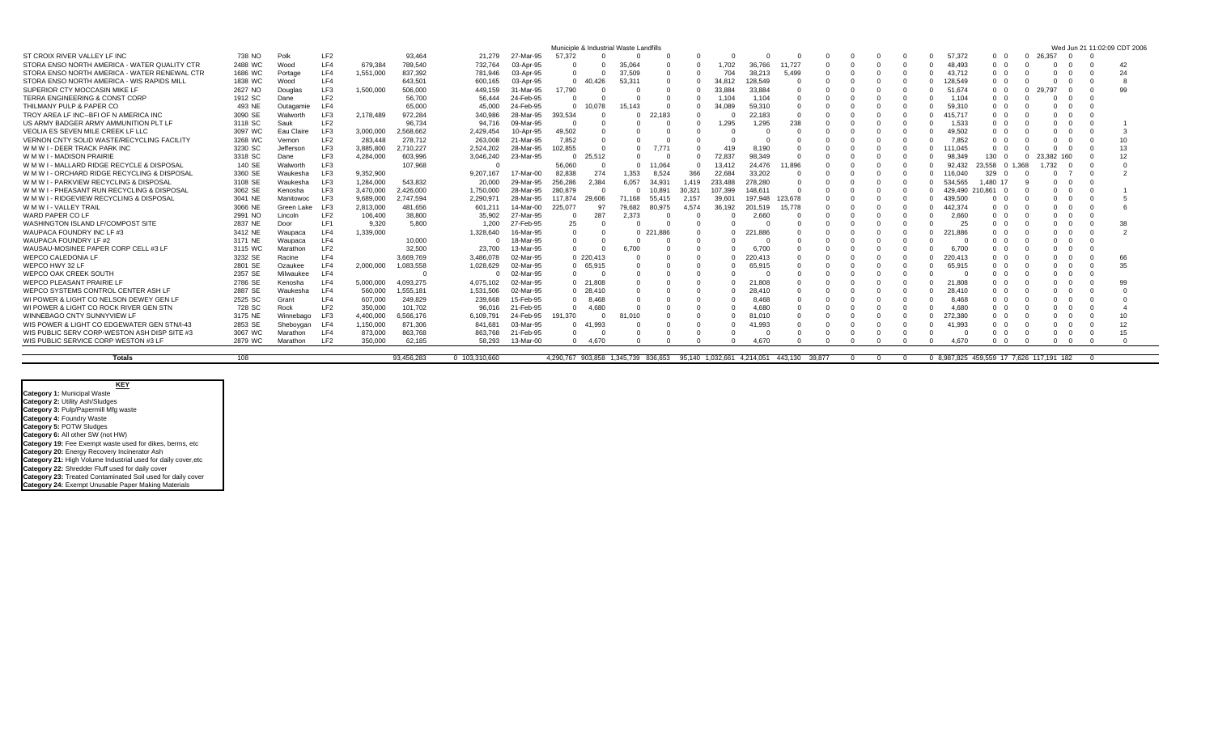Municipal & Industrial Waste Landfills

| | | | | | | | | | | | | | | | | | | | | | | | | | | | | | |
|---|---|---|---|---|---|---|---|---|---|---|---|---|---|---|---|---|---|---|---|---|---|---|---|---|---|---|---|---|---|
| ST CROIX RIVER VALLEY LF INC | 738 | NO | Polk | LF2 | | 93,464 | 21,279 | 27-Mar-95 | 57,372 | 0 | 0 | 0 | 0 | 0 | 0 | 0 | 0 | 0 | 0 | 0 | 0 | 57,372 | 0 | 0 | 0 | 26,357 | 0 | 0 | |
| STORA ENSO NORTH AMERICA - WATER QUALITY CTR | 2488 | WC | Wood | LF4 | 679,384 | 789,540 | 732,764 | 03-Apr-95 | 0 | 0 | 35,064 | 0 | 0 | 1,702 | 36,766 | 11,727 | 0 | 0 | 0 | 0 | 0 | 48,493 | 0 | 0 | 0 | 0 | 0 | 0 | 42 |
| STORA ENSO NORTH AMERICA - WATER RENEWAL CTR | 1686 | WC | Portage | LF4 | 1,551,000 | 837,392 | 781,946 | 03-Apr-95 | 0 | 0 | 37,509 | 0 | 0 | 704 | 38,213 | 5,499 | 0 | 0 | 0 | 0 | 0 | 43,712 | 0 | 0 | 0 | 0 | 0 | 0 | 24 |
| STORA ENSO NORTH AMERICA - WIS RAPIDS MILL | 1838 | WC | Wood | LF4 | | 643,501 | 600,165 | 03-Apr-95 | 0 | 40,428 | 53,311 | 0 | 0 | 34,812 | 128,549 | 0 | 0 | 0 | 0 | 0 | 0 | 128,549 | 0 | 0 | 0 | 0 | 0 | 0 | 8 |
| SUPERIOR CTY MOCCASIN MIKE LF | 2627 | NO | Douglas | LF3 | 1,500,000 | 506,000 | 449,159 | 31-Mar-95 | 17,790 | 0 | 0 | 0 | 0 | 33,884 | 33,884 | 0 | 0 | 0 | 0 | 0 | 0 | 51,674 | 0 | 0 | 0 | 29,797 | 0 | 0 | 99 |
| TERRA ENGINEERING & CONST CORP | 1912 | SC | Dane | LF2 | | 56,700 | 56,444 | 24-Feb-95 | 0 | 0 | 0 | 0 | 0 | 1,104 | 1,104 | 0 | 0 | 0 | 0 | 0 | 0 | 1,104 | 0 | 0 | 0 | 0 | 0 | 0 | |
| THILMANY PULP & PAPER CO | 493 | NE | Outagamie | LF4 | | 65,000 | 45,000 | 24-Feb-95 | 0 | 10,078 | 15,143 | 0 | 0 | 34,089 | 59,310 | 0 | 0 | 0 | 0 | 0 | 0 | 59,310 | 0 | 0 | 0 | 0 | 0 | 0 | |
| TROY AREA LF INC--BFI OF N AMERICA INC | 3090 | SE | Walworth | LF3 | 2,178,489 | 972,284 | 340,986 | 28-Mar-95 | 393,534 | 0 | 0 | 22,183 | 0 | 0 | 22,183 | 0 | 0 | 0 | 0 | 0 | 0 | 415,717 | 0 | 0 | 0 | 0 | 0 | 0 | |
| US ARMY BADGER ARMY AMMUNITION PLT LF | 3118 | SC | Sauk | LF2 | | 96,734 | 94,716 | 09-Mar-95 | 0 | 0 | 0 | 0 | 0 | 1,295 | 1,295 | 238 | 0 | 0 | 0 | 0 | 0 | 1,533 | 0 | 0 | 0 | 0 | 0 | 0 | 1 |
| VEOLIA ES SEVEN MILE CREEK LF LLC | 3097 | WC | Eau Claire | LF3 | 3,000,000 | 2,568,662 | 2,429,454 | 10-Apr-95 | 49,502 | 0 | 0 | 0 | 0 | 0 | 0 | 0 | 0 | 0 | 0 | 0 | 0 | 49,502 | 0 | 0 | 0 | 0 | 0 | 0 | 3 |
| VERNON CNTY SOLID WASTE/RECYCLING FACILITY | 3268 | WC | Vernon | LF2 | 283,448 | 278,712 | 263,008 | 21-Mar-95 | 7,852 | 0 | 0 | 0 | 0 | 0 | 0 | 0 | 0 | 0 | 0 | 0 | 0 | 7,852 | 0 | 0 | 0 | 0 | 0 | 0 | 10 |
| W M W I - DEER TRACK PARK INC | 3230 | SC | Jefferson | LF3 | 3,885,800 | 2,710,227 | 2,524,202 | 28-Mar-95 | 102,855 | 0 | 0 | 7,771 | 0 | 419 | 8,190 | 0 | 0 | 0 | 0 | 0 | 0 | 111,045 | 0 | 0 | 0 | 0 | 0 | 0 | 13 |
| W M W I - MADISON PRAIRIE | 3318 | SC | Dane | LF3 | 4,284,000 | 603,996 | 3,046,240 | 23-Mar-95 | 0 | 25,512 | 0 | 0 | 0 | 72,837 | 98,349 | 0 | 0 | 0 | 0 | 0 | 0 | 98,349 | 130 | 0 | 0 | 23,382 | 160 | 0 | 12 |
| W M W I - MALLARD RIDGE RECYCLE & DISPOSAL | 140 | SE | Walworth | LF3 | | 107,968 | 0 | | 56,060 | 0 | 0 | 11,064 | 0 | 13,412 | 24,476 | 11,896 | 0 | 0 | 0 | 0 | 0 | 92,432 | 23,558 | 0 | 1,368 | 1,732 | 0 | 0 | 0 |
| W M W I - ORCHARD RIDGE RECYCLING & DISPOSAL | 3360 | SE | Waukesha | LF3 | 9,352,900 | | 9,207,167 | 17-Mar-00 | 82,838 | 274 | 1,353 | 8,524 | 366 | 22,684 | 33,202 | 0 | 0 | 0 | 0 | 0 | 0 | 116,040 | 329 | 0 | | 0 | 7 | 0 | 2 |
| W M W I - PARKVIEW RECYCLING & DISPOSAL | 3108 | SE | Waukesha | LF3 | 1,284,000 | 543,832 | 20,000 | 29-Mar-95 | 256,286 | 2,384 | 6,057 | 34,931 | 1,419 | 233,488 | 278,280 | 0 | 0 | 0 | 0 | 0 | 0 | 534,565 | 1,480 | 17 | 9 | 0 | 0 | 0 | |
| W M W I - PHEASANT RUN RECYCLING & DISPOSAL | 3062 | SE | Kenosha | LF3 | 3,470,000 | 2,426,000 | 1,750,000 | 28-Mar-95 | 280,879 | 0 | 0 | 10,891 | 30,321 | 107,399 | 148,611 | 0 | 0 | 0 | 0 | 0 | 0 | 429,490 | 210,861 | 0 | 0 | 0 | 0 | 0 | 1 |
| W M W I - RIDGEVIEW RECYCLING & DISPOSAL | 3041 | NE | Manitowoc | LF3 | 9,689,000 | 2,747,594 | 2,290,971 | 28-Mar-95 | 117,874 | 29,606 | 71,168 | 55,415 | 2,157 | 39,601 | 197,948 | 123,678 | 0 | 0 | 0 | 0 | 0 | 439,500 | 0 | 0 | 0 | 0 | 0 | 0 | 5 |
| W M W I - VALLEY TRAIL | 3066 | NE | Green Lake | LF3 | 2,813,000 | 481,656 | 601,211 | 14-Mar-00 | 225,077 | 97 | 79,682 | 80,975 | 4,574 | 36,192 | 201,519 | 15,778 | 0 | 0 | 0 | 0 | 0 | 442,374 | 0 | 0 | 0 | 0 | 0 | 0 | 6 |
| WARD PAPER CO LF | 2991 | NO | Lincoln | LF2 | 106,400 | 38,800 | 35,902 | 27-Mar-95 | 0 | 287 | 2,373 | 0 | 0 | 0 | 2,660 | 0 | 0 | 0 | 0 | 0 | 0 | 2,660 | 0 | 0 | 0 | 0 | 0 | 0 | |
| WASHINGTON ISLAND LF/COMPOST SITE | 2837 | NE | Door | LF1 | 9,320 | 5,800 | 1,200 | 27-Feb-95 | 25 | 0 | 0 | 0 | 0 | 0 | 0 | 0 | 0 | 0 | 0 | 0 | 0 | 25 | 0 | 0 | 0 | 0 | 0 | 0 | 38 |
| WAUPACA FOUNDRY INC LF #3 | 3412 | NE | Waupaca | LF4 | 1,339,000 | | 1,328,640 | 16-Mar-95 | 0 | 0 | 0 | 221,886 | 0 | 0 | 221,886 | 0 | 0 | 0 | 0 | 0 | 0 | 221,886 | 0 | 0 | 0 | 0 | 0 | 0 | 2 |
| WAUPACA FOUNDRY LF #2 | 3171 | NE | Waupaca | LF4 | | 10,000 | 0 | 18-Mar-95 | 0 | 0 | 0 | 0 | 0 | 0 | 0 | 0 | 0 | 0 | 0 | 0 | 0 | 0 | 0 | 0 | 0 | 0 | 0 | 0 | |
| WAUSAU-MOSINEE PAPER CORP CELL #3 LF | 3115 | WC | Marathon | LF2 | | 32,500 | 23,700 | 13-Mar-95 | 0 | 0 | 6,700 | 0 | 0 | 0 | 6,700 | 0 | 0 | 0 | 0 | 0 | 0 | 6,700 | 0 | 0 | 0 | 0 | 0 | 0 | |
| WEPCO CALEDONIA LF | 3232 | SE | Racine | LF4 | | 3,669,769 | 3,486,078 | 02-Mar-95 | 0 | 220,413 | 0 | 0 | 0 | 0 | 220,413 | 0 | 0 | 0 | 0 | 0 | 0 | 220,413 | 0 | 0 | 0 | 0 | 0 | 0 | 66 |
| WEPCO HWY 32 LF | 2801 | SE | Ozaukee | LF4 | 2,000,000 | 1,083,558 | 1,028,629 | 02-Mar-95 | 0 | 65,915 | 0 | 0 | 0 | 0 | 65,915 | 0 | 0 | 0 | 0 | 0 | 0 | 65,915 | 0 | 0 | 0 | 0 | 0 | 0 | 35 |
| WEPCO OAK CREEK SOUTH | 2357 | SE | Milwaukee | LF4 | | 0 | 0 | 02-Mar-95 | 0 | 0 | 0 | 0 | 0 | 0 | 0 | 0 | 0 | 0 | 0 | 0 | 0 | 0 | 0 | 0 | 0 | 0 | 0 | 0 | |
| WEPCO PLEASANT PRAIRIE LF | 2786 | SE | Kenosha | LF4 | 5,000,000 | 4,093,275 | 4,075,102 | 02-Mar-95 | 0 | 21,808 | 0 | 0 | 0 | 0 | 21,808 | 0 | 0 | 0 | 0 | 0 | 0 | 21,808 | 0 | 0 | 0 | 0 | 0 | 0 | 99 |
| WEPCO SYSTEMS CONTROL CENTER ASH LF | 2887 | SE | Waukesha | LF4 | 560,000 | 1,555,181 | 1,531,506 | 02-Mar-95 | 0 | 28,410 | 0 | 0 | 0 | 0 | 28,410 | 0 | 0 | 0 | 0 | 0 | 0 | 28,410 | 0 | 0 | 0 | 0 | 0 | 0 | 0 |
| WI POWER & LIGHT CO NELSON DEWEY GEN LF | 2525 | SC | Grant | LF4 | 607,000 | 249,829 | 239,668 | 15-Feb-95 | 0 | 8,468 | 0 | 0 | 0 | 0 | 8,468 | 0 | 0 | 0 | 0 | 0 | 0 | 8,468 | 0 | 0 | 0 | 0 | 0 | 0 | 0 |
| WI POWER & LIGHT CO ROCK RIVER GEN STN | 728 | SC | Rock | LF2 | 350,000 | 101,702 | 96,016 | 21-Feb-95 | 0 | 4,680 | 0 | 0 | 0 | 0 | 4,680 | 0 | 0 | 0 | 0 | 0 | 0 | 4,680 | 0 | 0 | 0 | 0 | 0 | 0 | 4 |
| WINNEBAGO CNTY SUNNYVIEW LF | 3175 | NE | Winnebago | LF3 | 4,400,000 | 6,566,176 | 6,109,791 | 24-Feb-95 | 191,370 | 0 | 81,010 | 0 | 0 | 0 | 81,010 | 0 | 0 | 0 | 0 | 0 | 0 | 272,380 | 0 | 0 | 0 | 0 | 0 | 0 | 10 |
| WIS POWER & LIGHT CO EDGEWATER GEN STN/I-43 | 2853 | SE | Sheboygan | LF4 | 1,150,000 | 871,306 | 841,681 | 03-Mar-95 | 0 | 41,993 | 0 | 0 | 0 | 0 | 41,993 | 0 | 0 | 0 | 0 | 0 | 0 | 41,993 | 0 | 0 | 0 | 0 | 0 | 0 | 12 |
| WIS PUBLIC SERV CORP-WESTON ASH DISP SITE #3 | 3067 | WC | Marathon | LF4 | 873,000 | 863,768 | 863,768 | 21-Feb-95 | 0 | 0 | 0 | 0 | 0 | 0 | 0 | 0 | 0 | 0 | 0 | 0 | 0 | 0 | 0 | 0 | 0 | 0 | 0 | 0 | 15 |
| WIS PUBLIC SERVICE CORP WESTON #3 LF | 2879 | WC | Marathon | LF2 | 350,000 | 62,185 | 58,293 | 13-Mar-00 | 0 | 4,670 | 0 | 0 | 0 | 0 | 4,670 | 0 | 0 | 0 | 0 | 0 | 0 | 4,670 | 0 | 0 | 0 | 0 | 0 | 0 | 0 |
| **Totals** | 108 | | | | | 93,456,283 | 0 103,310,660 | | 4,290,767 | 903,858 | 1,345,739 | 836,653 | 95,140 | 1,032,661 | 4,214,051 | 443,130 | 39,877 | 0 | 0 | 0 | 0 | 8,987,825 | 459,559 | 17 | 7,626 | 117,191 | 182 | 0 | |

**KEY**

**Category 1:** Municipal Waste
**Category 2:** Utility Ash/Sludges
**Category 3:** Pulp/Papermill Mfg waste
**Category 4:** Foundry Waste
**Category 5:** POTW Sludges
**Category 6:** All other SW (not HW)
**Category 19:** Fee Exempt waste used for dikes, berms, etc
**Category 20:** Energy Recovery Incinerator Ash
**Category 21:** High Volume Industrial used for daily cover,etc
**Category 22:** Shredder Fluff used for daily cover
**Category 23:** Treated Contaminated Soil used for daily cover
**Category 24:** Exempt Unusable Paper Making Materials